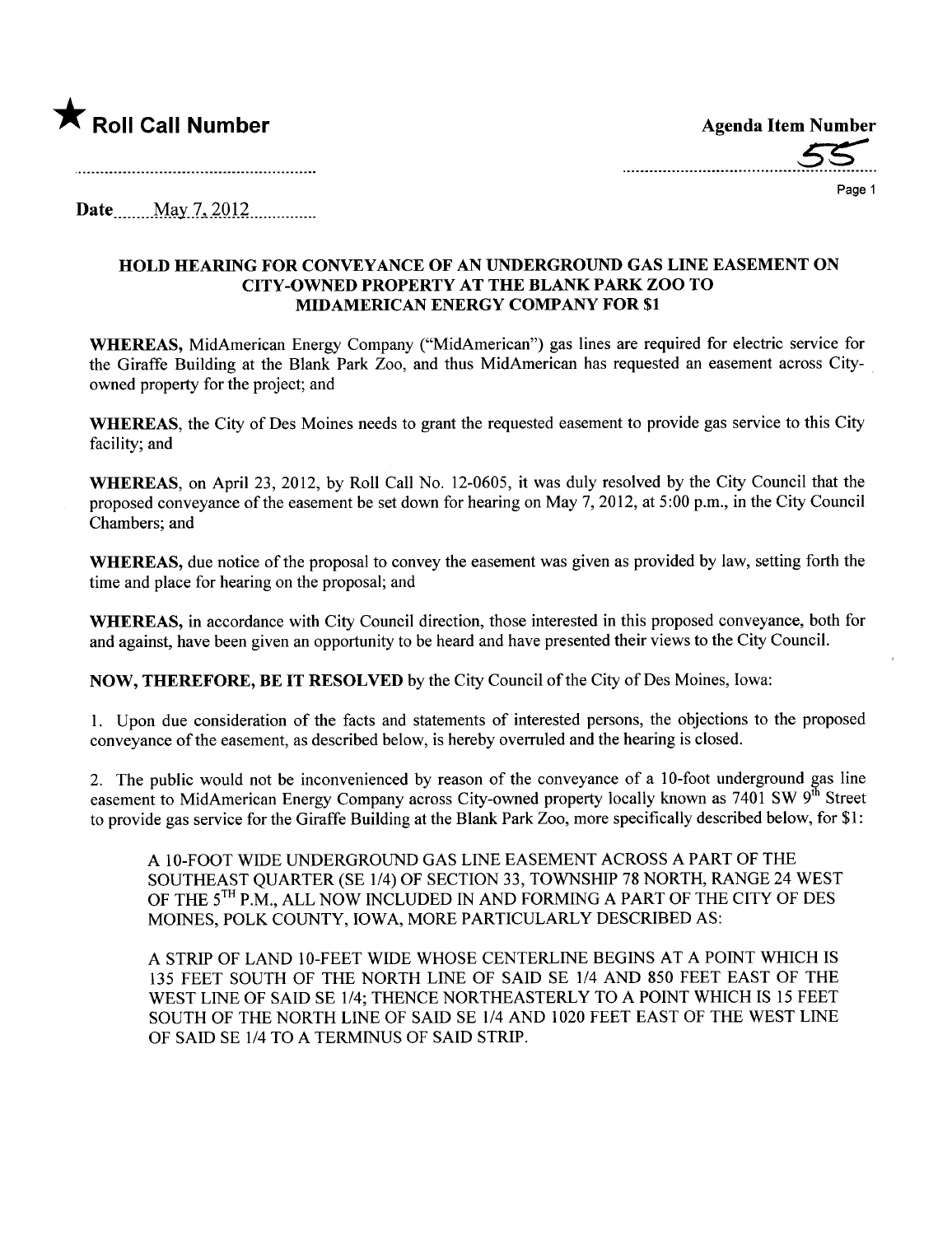★ **Roll Call Number**

**Agenda Item Number**

55

Date May 7, 2012

### HOLD HEARING FOR CONVEYANCE OF AN UNDERGROUND GAS LINE EASEMENT ON CITY-OWNED PROPERTY AT THE BLANK PARK ZOO TO MIDAMERICAN ENERGY COMPANY FOR $1

**WHEREAS,** MidAmerican Energy Company ("MidAmerican") gas lines are required for electric service for the Giraffe Building at the Blank Park Zoo, and thus MidAmerican has requested an easement across City-owned property for the project; and

**WHEREAS,** the City of Des Moines needs to grant the requested easement to provide gas service to this City facility; and

**WHEREAS,** on April 23, 2012, by Roll Call No. 12-0605, it was duly resolved by the City Council that the proposed conveyance of the easement be set down for hearing on May 7, 2012, at 5:00 p.m., in the City Council Chambers; and

**WHEREAS,** due notice of the proposal to convey the easement was given as provided by law, setting forth the time and place for hearing on the proposal; and

**WHEREAS,** in accordance with City Council direction, those interested in this proposed conveyance, both for and against, have been given an opportunity to be heard and have presented their views to the City Council.

**NOW, THEREFORE, BE IT RESOLVED** by the City Council of the City of Des Moines, Iowa:

1. Upon due consideration of the facts and statements of interested persons, the objections to the proposed conveyance of the easement, as described below, is hereby overruled and the hearing is closed.

2. The public would not be inconvenienced by reason of the conveyance of a 10-foot underground gas line easement to MidAmerican Energy Company across City-owned property locally known as 7401 SW 9th Street to provide gas service for the Giraffe Building at the Blank Park Zoo, more specifically described below, for $1:

A 10-FOOT WIDE UNDERGROUND GAS LINE EASEMENT ACROSS A PART OF THE SOUTHEAST QUARTER (SE 1/4) OF SECTION 33, TOWNSHIP 78 NORTH, RANGE 24 WEST OF THE 5TH P.M., ALL NOW INCLUDED IN AND FORMING A PART OF THE CITY OF DES MOINES, POLK COUNTY, IOWA, MORE PARTICULARLY DESCRIBED AS:

A STRIP OF LAND 10-FEET WIDE WHOSE CENTERLINE BEGINS AT A POINT WHICH IS 135 FEET SOUTH OF THE NORTH LINE OF SAID SE 1/4 AND 850 FEET EAST OF THE WEST LINE OF SAID SE 1/4; THENCE NORTHEASTERLY TO A POINT WHICH IS 15 FEET SOUTH OF THE NORTH LINE OF SAID SE 1/4 AND 1020 FEET EAST OF THE WEST LINE OF SAID SE 1/4 TO A TERMINUS OF SAID STRIP.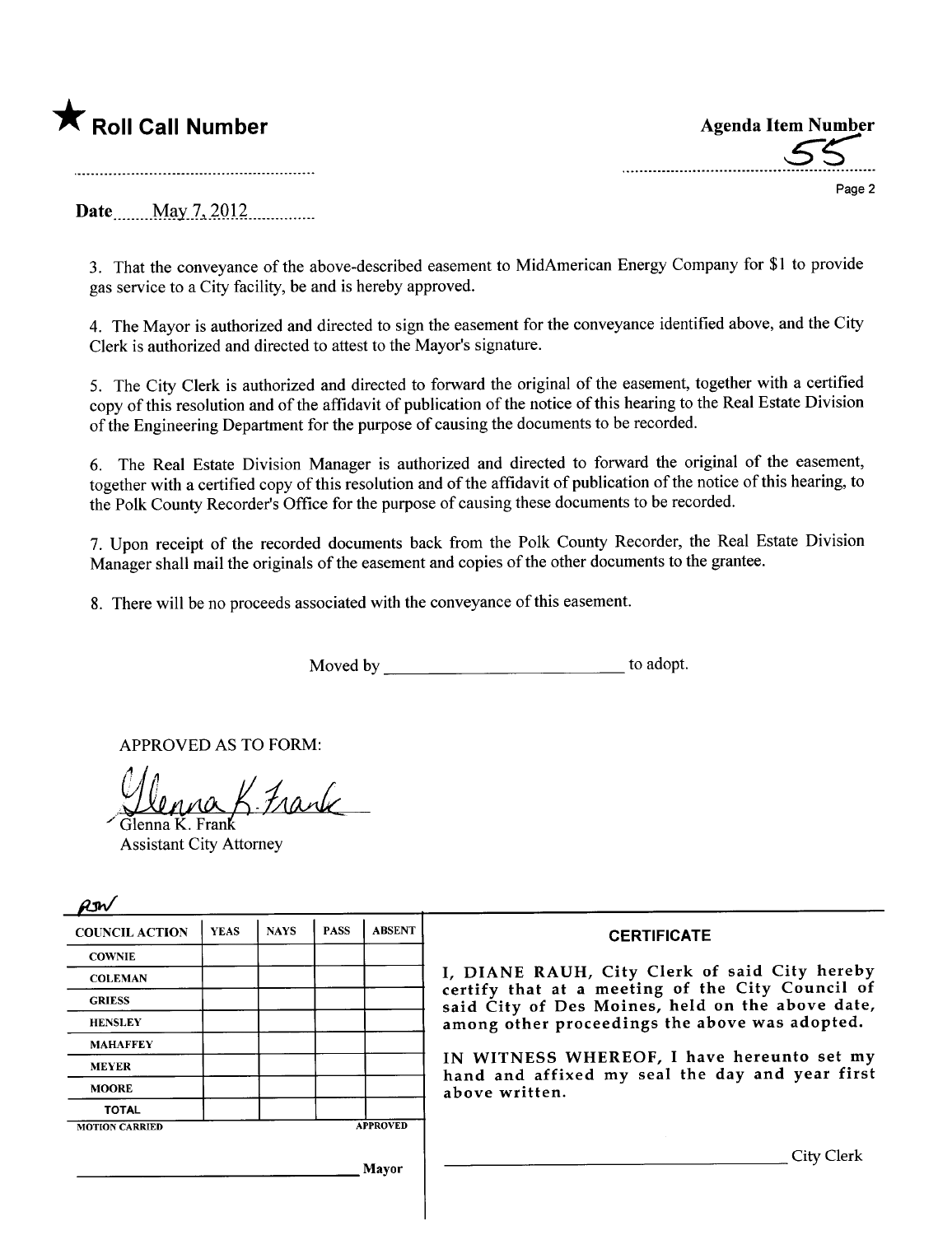★ **Roll Call Number**

**Agenda Item Number**

55

Date May 7, 2012

3. That the conveyance of the above-described easement to MidAmerican Energy Company for $1 to provide gas service to a City facility, be and is hereby approved.

4. The Mayor is authorized and directed to sign the easement for the conveyance identified above, and the City Clerk is authorized and directed to attest to the Mayor's signature.

5. The City Clerk is authorized and directed to forward the original of the easement, together with a certified copy of this resolution and of the affidavit of publication of the notice of this hearing to the Real Estate Division of the Engineering Department for the purpose of causing the documents to be recorded.

6. The Real Estate Division Manager is authorized and directed to forward the original of the easement, together with a certified copy of this resolution and of the affidavit of publication of the notice of this hearing, to the Polk County Recorder's Office for the purpose of causing these documents to be recorded.

7. Upon receipt of the recorded documents back from the Polk County Recorder, the Real Estate Division Manager shall mail the originals of the easement and copies of the other documents to the grantee.

8. There will be no proceeds associated with the conveyance of this easement.

Moved by ______________________ to adopt.

APPROVED AS TO FORM:

Glenna K. Frank
Glenna K. Frank
Assistant City Attorney

RJW

| COUNCIL ACTION | YEAS | NAYS | PASS | ABSENT |
|---|---|---|---|---|
| COWNIE | | | | |
| COLEMAN | | | | |
| GRIESS | | | | |
| HENSLEY | | | | |
| MAHAFFEY | | | | |
| MEYER | | | | |
| MOORE | | | | |
| TOTAL | | | | |

MOTION CARRIED APPROVED

______________________ Mayor

**CERTIFICATE**

I, DIANE RAUH, City Clerk of said City hereby certify that at a meeting of the City Council of said City of Des Moines, held on the above date, among other proceedings the above was adopted.

IN WITNESS WHEREOF, I have hereunto set my hand and affixed my seal the day and year first above written.

______________________ City Clerk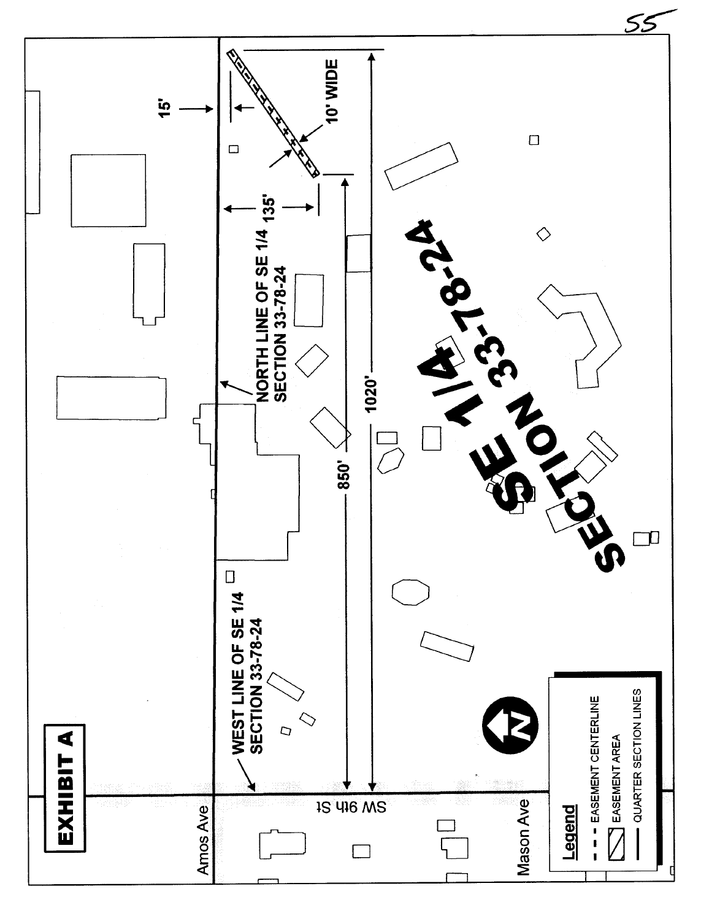# EXHIBIT A

Amos Ave

Mason Ave

SW 9th St

WEST LINE OF SE 1/4
SECTION 33-78-24

NORTH LINE OF SE 1/4
SECTION 33-78-24

SE 1/4
SECTION 33-78-24

15'

135'

10' WIDE

850'

1020'

**Legend**

- EASEMENT CENTERLINE
- EASEMENT AREA
- QUARTER SECTION LINES